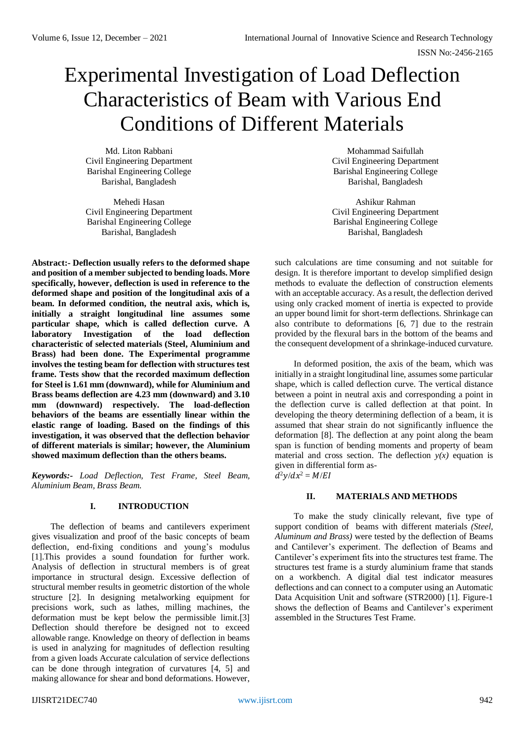# Experimental Investigation of Load Deflection Characteristics of Beam with Various End Conditions of Different Materials

Md. Liton Rabbani
Civil Engineering Department
Barishal Engineering College
Barishal, Bangladesh

Mohammad Saifullah
Civil Engineering Department
Barishal Engineering College
Barishal, Bangladesh

Mehedi Hasan
Civil Engineering Department
Barishal Engineering College
Barishal, Bangladesh

Ashikur Rahman
Civil Engineering Department
Barishal Engineering College
Barishal, Bangladesh

**Abstract:- Deflection usually refers to the deformed shape and position of a member subjected to bending loads. More specifically, however, deflection is used in reference to the deformed shape and position of the longitudinal axis of a beam. In deformed condition, the neutral axis, which is, initially a straight longitudinal line assumes some particular shape, which is called deflection curve. A laboratory Investigation of the load deflection characteristic of selected materials (Steel, Aluminium and Brass) had been done. The Experimental programme involves the testing beam for deflection with structures test frame. Tests show that the recorded maximum deflection for Steel is 1.61 mm (downward), while for Aluminium and Brass beams deflection are 4.23 mm (downward) and 3.10 mm (downward) respectively. The load-deflection behaviors of the beams are essentially linear within the elastic range of loading. Based on the findings of this investigation, it was observed that the deflection behavior of different materials is similar; however, the Aluminium showed maximum deflection than the others beams.**

***Keywords:-*** *Load Deflection, Test Frame, Steel Beam, Aluminium Beam, Brass Beam.*

## I. INTRODUCTION

The deflection of beams and cantilevers experiment gives visualization and proof of the basic concepts of beam deflection, end-fixing conditions and young's modulus [1].This provides a sound foundation for further work. Analysis of deflection in structural members is of great importance in structural design. Excessive deflection of structural member results in geometric distortion of the whole structure [2]. In designing metalworking equipment for precisions work, such as lathes, milling machines, the deformation must be kept below the permissible limit.[3] Deflection should therefore be designed not to exceed allowable range. Knowledge on theory of deflection in beams is used in analyzing for magnitudes of deflection resulting from a given loads Accurate calculation of service deflections can be done through integration of curvatures [4, 5] and making allowance for shear and bond deformations. However, such calculations are time consuming and not suitable for design. It is therefore important to develop simplified design methods to evaluate the deflection of construction elements with an acceptable accuracy. As a result, the deflection derived using only cracked moment of inertia is expected to provide an upper bound limit for short-term deflections. Shrinkage can also contribute to deformations [6, 7] due to the restrain provided by the flexural bars in the bottom of the beams and the consequent development of a shrinkage-induced curvature.

In deformed position, the axis of the beam, which was initially in a straight longitudinal line, assumes some particular shape, which is called deflection curve. The vertical distance between a point in neutral axis and corresponding a point in the deflection curve is called deflection at that point. In developing the theory determining deflection of a beam, it is assumed that shear strain do not significantly influence the deformation [8]. The deflection at any point along the beam span is function of bending moments and property of beam material and cross section. The deflection $y(x)$ equation is given in differential form as-

$d^2y/dx^2 = M/EI$

## II. MATERIALS AND METHODS

To make the study clinically relevant, five type of support condition of beams with different materials *(Steel, Aluminum and Brass)* were tested by the deflection of Beams and Cantilever's experiment. The deflection of Beams and Cantilever's experiment fits into the structures test frame. The structures test frame is a sturdy aluminium frame that stands on a workbench. A digital dial test indicator measures deflections and can connect to a computer using an Automatic Data Acquisition Unit and software (STR2000) [1]. Figure-1 shows the deflection of Beams and Cantilever's experiment assembled in the Structures Test Frame.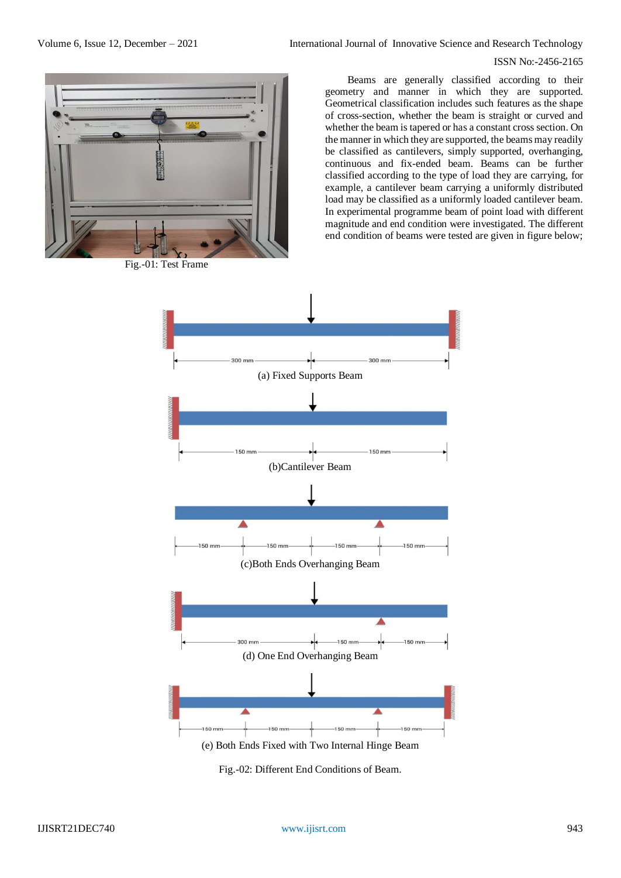Fig.-01: Test Frame

Beams are generally classified according to their geometry and manner in which they are supported. Geometrical classification includes such features as the shape of cross-section, whether the beam is straight or curved and whether the beam is tapered or has a constant cross section. On the manner in which they are supported, the beams may readily be classified as cantilevers, simply supported, overhanging, continuous and fix-ended beam. Beams can be further classified according to the type of load they are carrying, for example, a cantilever beam carrying a uniformly distributed load may be classified as a uniformly loaded cantilever beam. In experimental programme beam of point load with different magnitude and end condition were investigated. The different end condition of beams were tested are given in figure below;

(a) Fixed Supports Beam

(b)Cantilever Beam

(c)Both Ends Overhanging Beam

(d) One End Overhanging Beam

(e) Both Ends Fixed with Two Internal Hinge Beam

Fig.-02: Different End Conditions of Beam.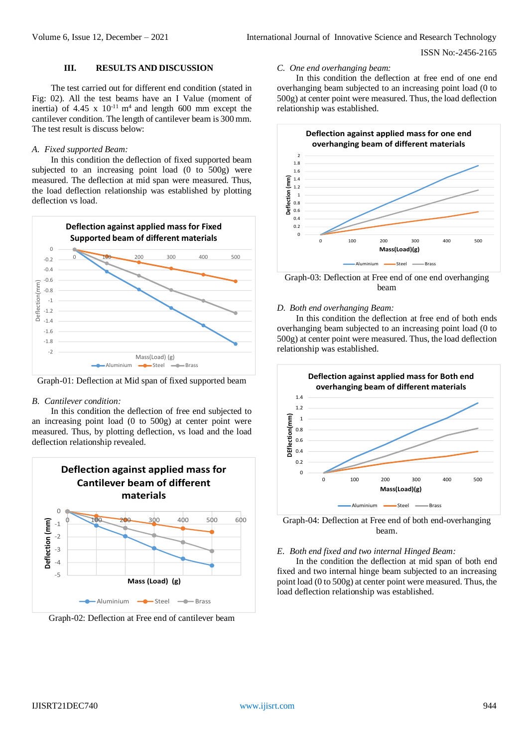## III. RESULTS AND DISCUSSION

The test carried out for different end condition (stated in Fig: 02). All the test beams have an I Value (moment of inertia) of 4.45 x $10^{-11}$ $m^4$ and length 600 mm except the cantilever condition. The length of cantilever beam is 300 mm. The test result is discuss below:

### *A. Fixed supported Beam:*

In this condition the deflection of fixed supported beam subjected to an increasing point load (0 to 500g) were measured. The deflection at mid span were measured. Thus, the load deflection relationship was established by plotting deflection vs load.

Graph-01: Deflection at Mid span of fixed supported beam

### *B. Cantilever condition:*

In this condition the deflection of free end subjected to an increasing point load (0 to 500g) at center point were measured. Thus, by plotting deflection, vs load and the load deflection relationship revealed.

Graph-02: Deflection at Free end of cantilever beam

### *C. One end overhanging beam:*

In this condition the deflection at free end of one end overhanging beam subjected to an increasing point load (0 to 500g) at center point were measured. Thus, the load deflection relationship was established.

Graph-03: Deflection at Free end of one end overhanging beam

### *D. Both end overhanging Beam:*

In this condition the deflection at free end of both ends overhanging beam subjected to an increasing point load (0 to 500g) at center point were measured. Thus, the load deflection relationship was established.

Graph-04: Deflection at Free end of both end-overhanging beam.

### *E. Both end fixed and two internal Hinged Beam:*

In the condition the deflection at mid span of both end fixed and two internal hinge beam subjected to an increasing point load (0 to 500g) at center point were measured. Thus, the load deflection relationship was established.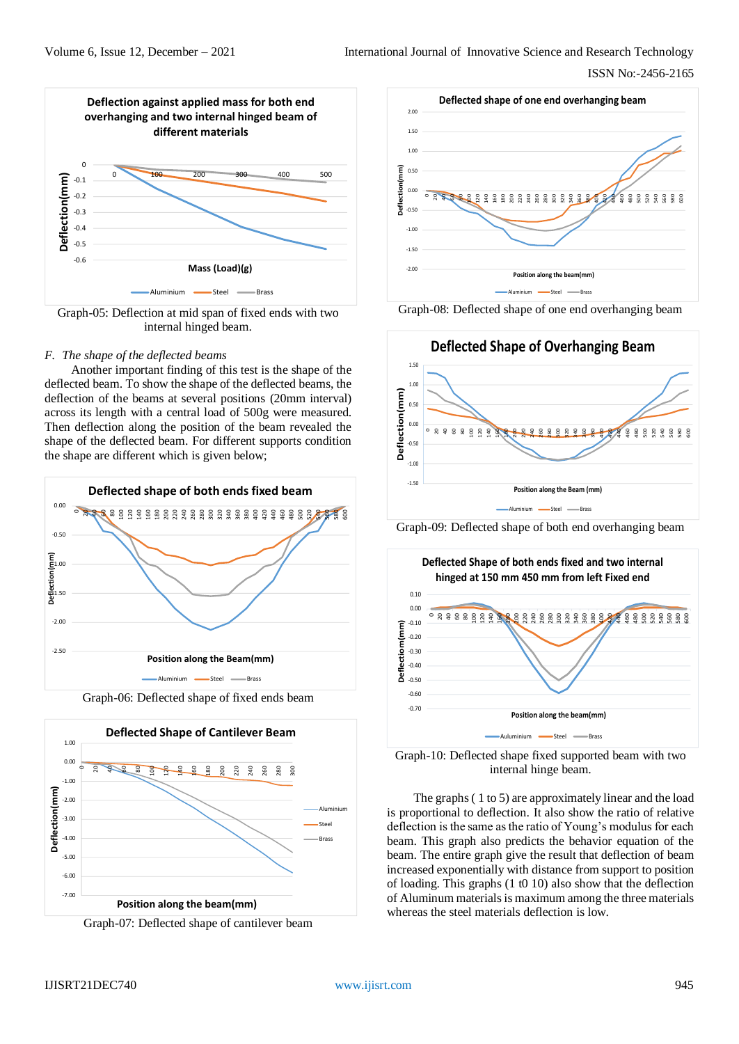Graph-05: Deflection at mid span of fixed ends with two internal hinged beam.

*F. The shape of the deflected beams*

Another important finding of this test is the shape of the deflected beam. To show the shape of the deflected beams, the deflection of the beams at several positions (20mm interval) across its length with a central load of 500g were measured. Then deflection along the position of the beam revealed the shape of the deflected beam. For different supports condition the shape are different which is given below;

Graph-06: Deflected shape of fixed ends beam

Graph-07: Deflected shape of cantilever beam

Graph-08: Deflected shape of one end overhanging beam

Graph-09: Deflected shape of both end overhanging beam

Graph-10: Deflected shape fixed supported beam with two internal hinge beam.

The graphs ( 1 to 5) are approximately linear and the load is proportional to deflection. It also show the ratio of relative deflection is the same as the ratio of Young's modulus for each beam. This graph also predicts the behavior equation of the beam. The entire graph give the result that deflection of beam increased exponentially with distance from support to position of loading. This graphs (1 t0 10) also show that the deflection of Aluminum materials is maximum among the three materials whereas the steel materials deflection is low.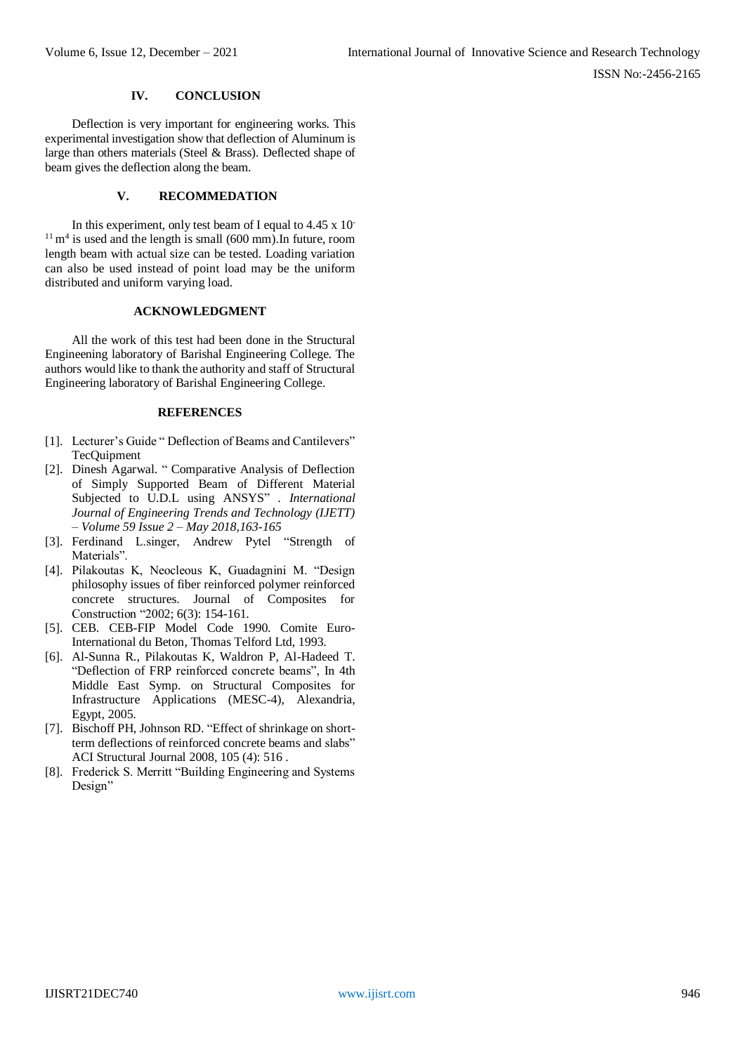## IV. CONCLUSION

Deflection is very important for engineering works. This experimental investigation show that deflection of Aluminum is large than others materials (Steel & Brass). Deflected shape of beam gives the deflection along the beam.

## V. RECOMMEDATION

In this experiment, only test beam of I equal to $4.45 \times 10^{-11}$ $m^4$ is used and the length is small (600 mm).In future, room length beam with actual size can be tested. Loading variation can also be used instead of point load may be the uniform distributed and uniform varying load.

## ACKNOWLEDGMENT

All the work of this test had been done in the Structural Engineening laboratory of Barishal Engineering College. The authors would like to thank the authority and staff of Structural Engineering laboratory of Barishal Engineering College.

## REFERENCES

- [1]. Lecturer's Guide " Deflection of Beams and Cantilevers" TecQuipment
- [2]. Dinesh Agarwal. " Comparative Analysis of Deflection of Simply Supported Beam of Different Material Subjected to U.D.L using ANSYS" . *International Journal of Engineering Trends and Technology (IJETT) – Volume 59 Issue 2 – May 2018,163-165*
- [3]. Ferdinand L.singer, Andrew Pytel "Strength of Materials".
- [4]. Pilakoutas K, Neocleous K, Guadagnini M. "Design philosophy issues of fiber reinforced polymer reinforced concrete structures. Journal of Composites for Construction "2002; 6(3): 154-161.
- [5]. CEB. CEB-FIP Model Code 1990. Comite Euro-International du Beton, Thomas Telford Ltd, 1993.
- [6]. Al-Sunna R., Pilakoutas K, Waldron P, Al-Hadeed T. "Deflection of FRP reinforced concrete beams", In 4th Middle East Symp. on Structural Composites for Infrastructure Applications (MESC-4), Alexandria, Egypt, 2005.
- [7]. Bischoff PH, Johnson RD. "Effect of shrinkage on short-term deflections of reinforced concrete beams and slabs" ACI Structural Journal 2008, 105 (4): 516 .
- [8]. Frederick S. Merritt "Building Engineering and Systems Design"